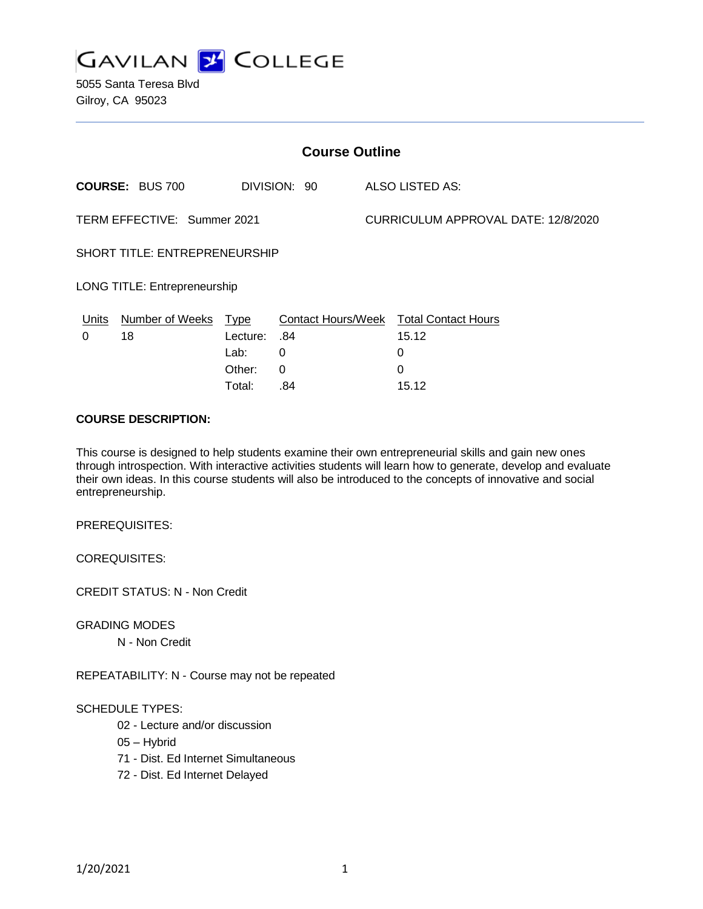GAVILAN COLLEGE

5055 Santa Teresa Blvd
Gilroy, CA 95023

## Course Outline

**COURSE:** BUS 700 DIVISION: 90 ALSO LISTED AS:

TERM EFFECTIVE: Summer 2021 CURRICULUM APPROVAL DATE: 12/8/2020

SHORT TITLE: ENTREPRENEURSHIP

LONG TITLE: Entrepreneurship

| Units | Number of Weeks | Type | Contact Hours/Week | Total Contact Hours |
|---|---|---|---|---|
| 0 | 18 | Lecture: | .84 | 15.12 |
| | | Lab: | 0 | 0 |
| | | Other: | 0 | 0 |
| | | Total: | .84 | 15.12 |

**COURSE DESCRIPTION:**

This course is designed to help students examine their own entrepreneurial skills and gain new ones through introspection. With interactive activities students will learn how to generate, develop and evaluate their own ideas. In this course students will also be introduced to the concepts of innovative and social entrepreneurship.

PREREQUISITES:

COREQUISITES:

CREDIT STATUS: N - Non Credit

GRADING MODES

N - Non Credit

REPEATABILITY: N - Course may not be repeated

SCHEDULE TYPES:

02 - Lecture and/or discussion
05 – Hybrid
71 - Dist. Ed Internet Simultaneous
72 - Dist. Ed Internet Delayed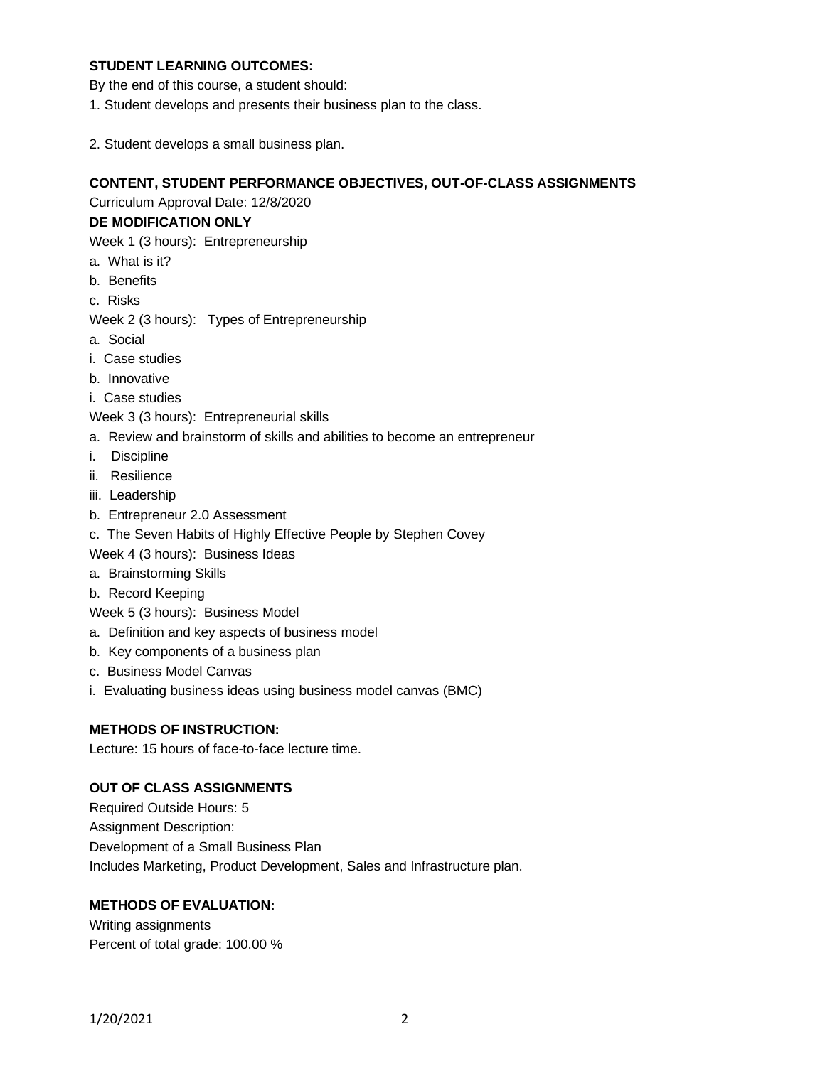**STUDENT LEARNING OUTCOMES:**

By the end of this course, a student should:

1. Student develops and presents their business plan to the class.

2. Student develops a small business plan.

**CONTENT, STUDENT PERFORMANCE OBJECTIVES, OUT-OF-CLASS ASSIGNMENTS**

Curriculum Approval Date: 12/8/2020

**DE MODIFICATION ONLY**

Week 1 (3 hours): Entrepreneurship

a. What is it?

b. Benefits

c. Risks

Week 2 (3 hours): Types of Entrepreneurship

a. Social

i. Case studies

b. Innovative

i. Case studies

Week 3 (3 hours): Entrepreneurial skills

a. Review and brainstorm of skills and abilities to become an entrepreneur

i. Discipline

ii. Resilience

iii. Leadership

b. Entrepreneur 2.0 Assessment

c. The Seven Habits of Highly Effective People by Stephen Covey

Week 4 (3 hours): Business Ideas

a. Brainstorming Skills

b. Record Keeping

Week 5 (3 hours): Business Model

a. Definition and key aspects of business model

b. Key components of a business plan

c. Business Model Canvas

i. Evaluating business ideas using business model canvas (BMC)

**METHODS OF INSTRUCTION:**

Lecture: 15 hours of face-to-face lecture time.

**OUT OF CLASS ASSIGNMENTS**

Required Outside Hours: 5

Assignment Description:

Development of a Small Business Plan

Includes Marketing, Product Development, Sales and Infrastructure plan.

**METHODS OF EVALUATION:**

Writing assignments

Percent of total grade: 100.00 %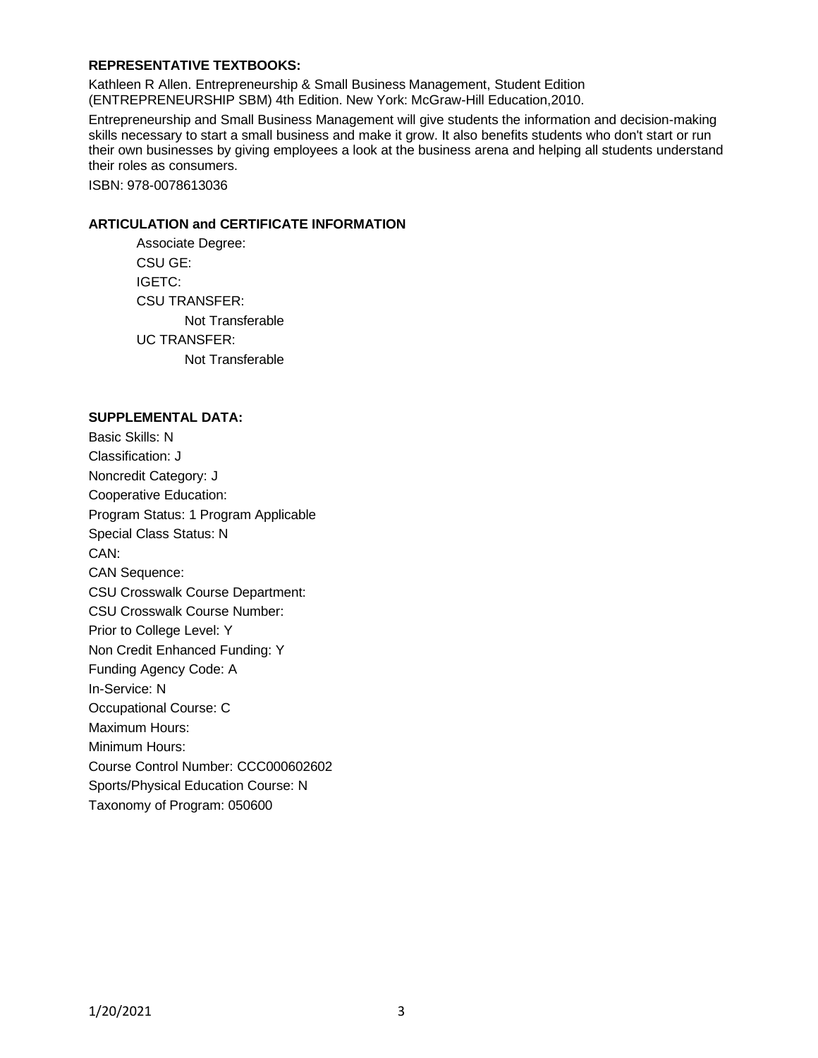**REPRESENTATIVE TEXTBOOKS:**

Kathleen R Allen. Entrepreneurship & Small Business Management, Student Edition (ENTREPRENEURSHIP SBM) 4th Edition. New York: McGraw-Hill Education,2010.

Entrepreneurship and Small Business Management will give students the information and decision-making skills necessary to start a small business and make it grow. It also benefits students who don't start or run their own businesses by giving employees a look at the business arena and helping all students understand their roles as consumers.

ISBN: 978-0078613036

**ARTICULATION and CERTIFICATE INFORMATION**

Associate Degree:
CSU GE:
IGETC:
CSU TRANSFER:
Not Transferable
UC TRANSFER:
Not Transferable

**SUPPLEMENTAL DATA:**

Basic Skills: N
Classification: J
Noncredit Category: J
Cooperative Education:
Program Status: 1 Program Applicable
Special Class Status: N
CAN:
CAN Sequence:
CSU Crosswalk Course Department:
CSU Crosswalk Course Number:
Prior to College Level: Y
Non Credit Enhanced Funding: Y
Funding Agency Code: A
In-Service: N
Occupational Course: C
Maximum Hours:
Minimum Hours:
Course Control Number: CCC000602602
Sports/Physical Education Course: N
Taxonomy of Program: 050600